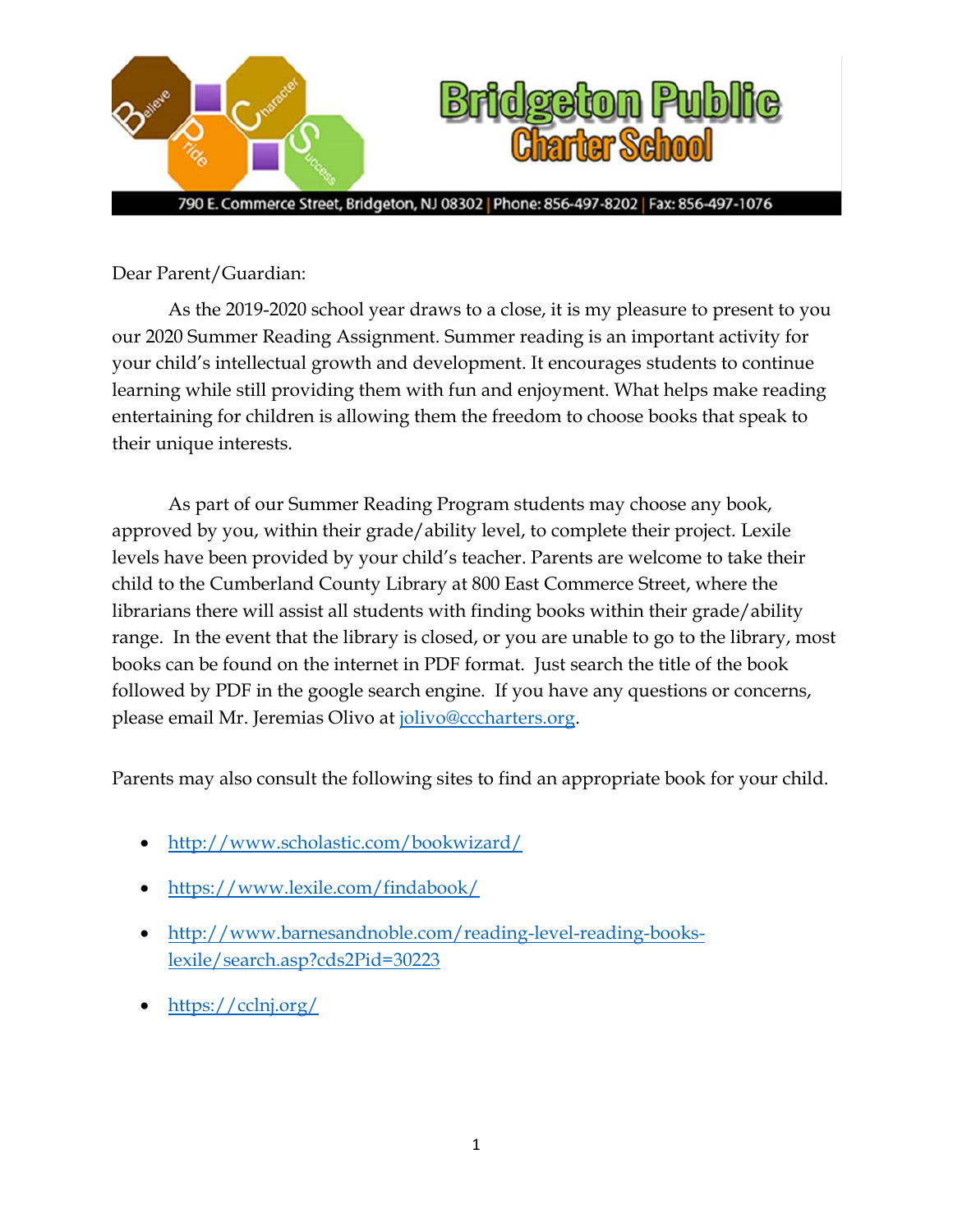# Bridgeton Public Charter School

790 E. Commerce Street, Bridgeton, NJ 08302 | Phone: 856-497-8202 | Fax: 856-497-1076

Dear Parent/Guardian:

As the 2019-2020 school year draws to a close, it is my pleasure to present to you our 2020 Summer Reading Assignment. Summer reading is an important activity for your child's intellectual growth and development. It encourages students to continue learning while still providing them with fun and enjoyment. What helps make reading entertaining for children is allowing them the freedom to choose books that speak to their unique interests.

As part of our Summer Reading Program students may choose any book, approved by you, within their grade/ability level, to complete their project. Lexile levels have been provided by your child's teacher. Parents are welcome to take their child to the Cumberland County Library at 800 East Commerce Street, where the librarians there will assist all students with finding books within their grade/ability range. In the event that the library is closed, or you are unable to go to the library, most books can be found on the internet in PDF format. Just search the title of the book followed by PDF in the google search engine. If you have any questions or concerns, please email Mr. Jeremias Olivo at jolivo@cccharters.org.

Parents may also consult the following sites to find an appropriate book for your child.

- http://www.scholastic.com/bookwizard/
- https://www.lexile.com/findabook/
- http://www.barnesandnoble.com/reading-level-reading-books-lexile/search.asp?cds2Pid=30223
- https://cclnj.org/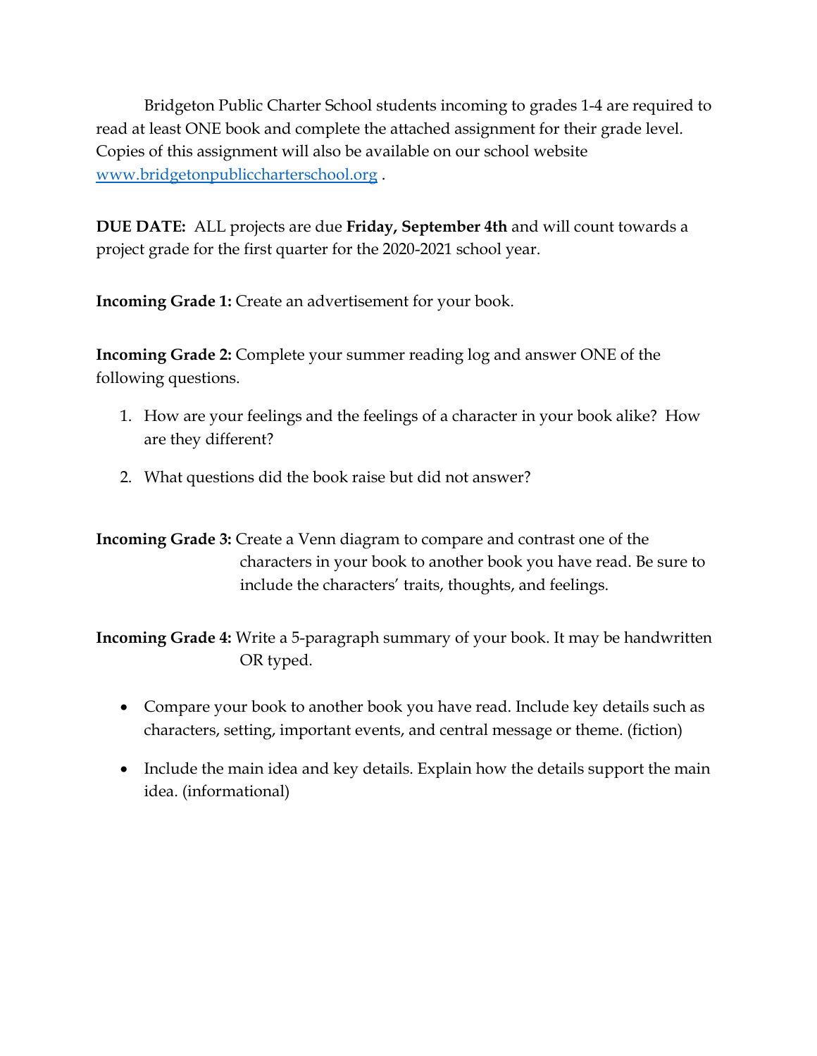Bridgeton Public Charter School students incoming to grades 1-4 are required to read at least ONE book and complete the attached assignment for their grade level. Copies of this assignment will also be available on our school website [www.bridgetonpubliccharterschool.org](http://www.bridgetonpubliccharterschool.org) .

**DUE DATE:** ALL projects are due **Friday, September 4th** and will count towards a project grade for the first quarter for the 2020-2021 school year.

**Incoming Grade 1:** Create an advertisement for your book.

**Incoming Grade 2:** Complete your summer reading log and answer ONE of the following questions.

1. How are your feelings and the feelings of a character in your book alike? How are they different?
2. What questions did the book raise but did not answer?

**Incoming Grade 3:** Create a Venn diagram to compare and contrast one of the characters in your book to another book you have read. Be sure to include the characters' traits, thoughts, and feelings.

**Incoming Grade 4:** Write a 5-paragraph summary of your book. It may be handwritten OR typed.

- Compare your book to another book you have read. Include key details such as characters, setting, important events, and central message or theme. (fiction)
- Include the main idea and key details. Explain how the details support the main idea. (informational)